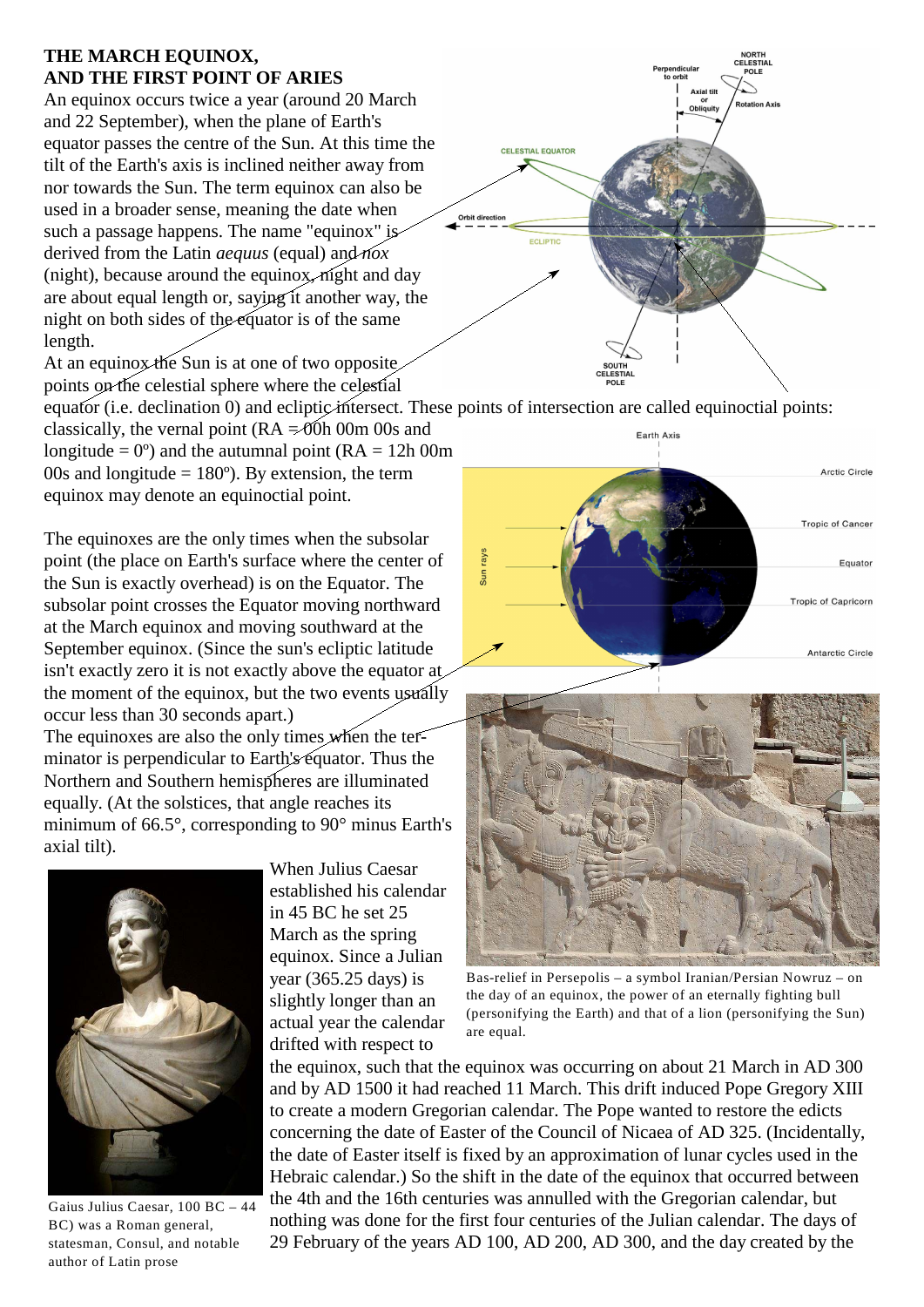# THE MARCH EQUINOX, AND THE FIRST POINT OF ARIES

An equinox occurs twice a year (around 20 March and 22 September), when the plane of Earth's equator passes the centre of the Sun. At this time the tilt of the Earth's axis is inclined neither away from nor towards the Sun. The term equinox can also be used in a broader sense, meaning the date when such a passage happens. The name "equinox" is derived from the Latin *aequus* (equal) and *nox* (night), because around the equinox, night and day are about equal length or, saying it another way, the night on both sides of the equator is of the same length.

At an equinox the Sun is at one of two opposite points on the celestial sphere where the celestial equator (i.e. declination 0) and ecliptic intersect. These points of intersection are called equinoctial points: classically, the vernal point (RA = 00h 00m 00s and longitude = 0º) and the autumnal point (RA = 12h 00m 00s and longitude = 180º). By extension, the term equinox may denote an equinoctial point.

The equinoxes are the only times when the subsolar point (the place on Earth's surface where the center of the Sun is exactly overhead) is on the Equator. The subsolar point crosses the Equator moving northward at the March equinox and moving southward at the September equinox. (Since the sun's ecliptic latitude isn't exactly zero it is not exactly above the equator at the moment of the equinox, but the two events usually occur less than 30 seconds apart.)

The equinoxes are also the only times when the terminator is perpendicular to Earth's equator. Thus the Northern and Southern hemispheres are illuminated equally. (At the solstices, that angle reaches its minimum of 66.5°, corresponding to 90° minus Earth's axial tilt).

Bas-relief in Persepolis – a symbol Iranian/Persian Nowruz – on the day of an equinox, the power of an eternally fighting bull (personifying the Earth) and that of a lion (personifying the Sun) are equal.

Gaius Julius Caesar, 100 BC – 44 BC) was a Roman general, statesman, Consul, and notable author of Latin prose

When Julius Caesar established his calendar in 45 BC he set 25 March as the spring equinox. Since a Julian year (365.25 days) is slightly longer than an actual year the calendar drifted with respect to the equinox, such that the equinox was occurring on about 21 March in AD 300 and by AD 1500 it had reached 11 March. This drift induced Pope Gregory XIII to create a modern Gregorian calendar. The Pope wanted to restore the edicts concerning the date of Easter of the Council of Nicaea of AD 325. (Incidentally, the date of Easter itself is fixed by an approximation of lunar cycles used in the Hebraic calendar.) So the shift in the date of the equinox that occurred between the 4th and the 16th centuries was annulled with the Gregorian calendar, but nothing was done for the first four centuries of the Julian calendar. The days of 29 February of the years AD 100, AD 200, AD 300, and the day created by the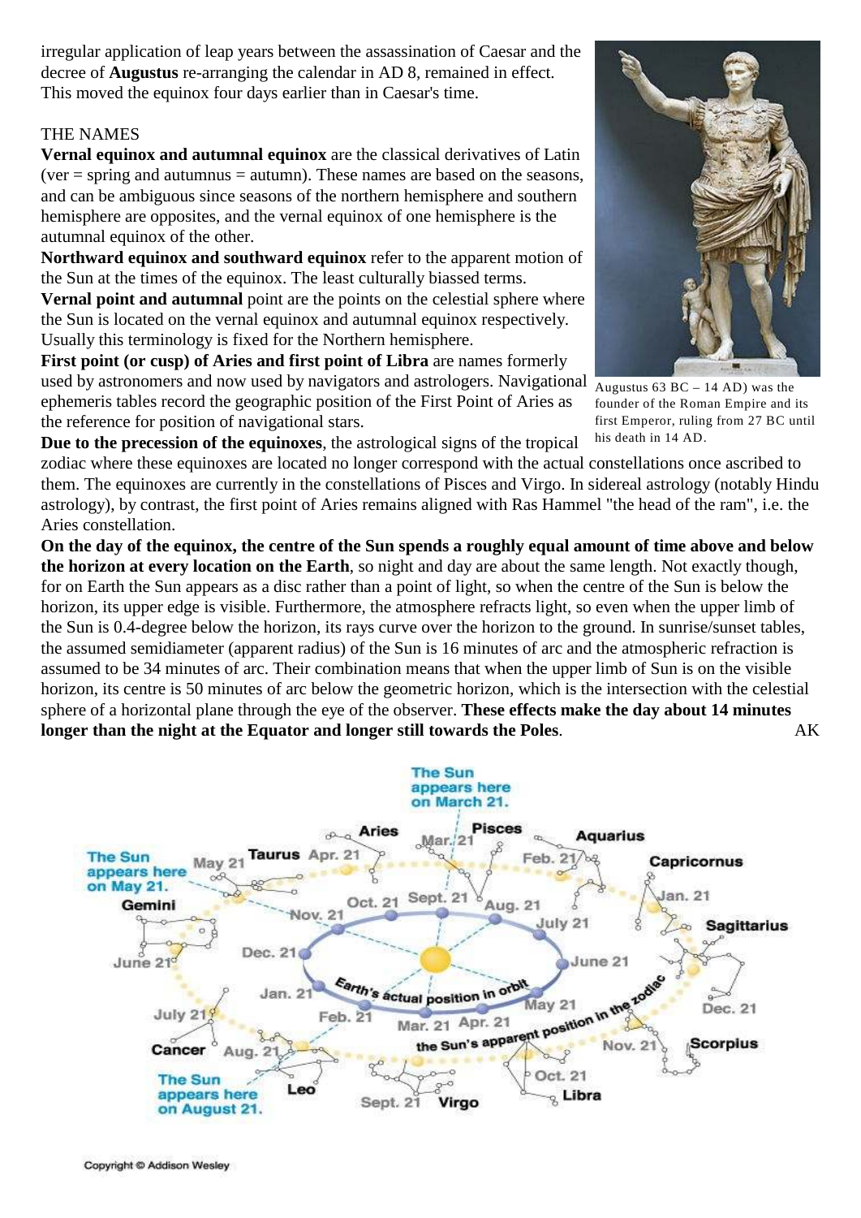irregular application of leap years between the assassination of Caesar and the decree of **Augustus** re-arranging the calendar in AD 8, remained in effect. This moved the equinox four days earlier than in Caesar's time.

Augustus 63 BC – 14 AD) was the founder of the Roman Empire and its first Emperor, ruling from 27 BC until his death in 14 AD.

THE NAMES

**Vernal equinox and autumnal equinox** are the classical derivatives of Latin (ver = spring and autumnus = autumn). These names are based on the seasons, and can be ambiguous since seasons of the northern hemisphere and southern hemisphere are opposites, and the vernal equinox of one hemisphere is the autumnal equinox of the other.

**Northward equinox and southward equinox** refer to the apparent motion of the Sun at the times of the equinox. The least culturally biassed terms.

**Vernal point and autumnal** point are the points on the celestial sphere where the Sun is located on the vernal equinox and autumnal equinox respectively. Usually this terminology is fixed for the Northern hemisphere.

**First point (or cusp) of Aries and first point of Libra** are names formerly used by astronomers and now used by navigators and astrologers. Navigational ephemeris tables record the geographic position of the First Point of Aries as the reference for position of navigational stars.

**Due to the precession of the equinoxes**, the astrological signs of the tropical zodiac where these equinoxes are located no longer correspond with the actual constellations once ascribed to them. The equinoxes are currently in the constellations of Pisces and Virgo. In sidereal astrology (notably Hindu astrology), by contrast, the first point of Aries remains aligned with Ras Hammel "the head of the ram", i.e. the Aries constellation.

**On the day of the equinox, the centre of the Sun spends a roughly equal amount of time above and below the horizon at every location on the Earth**, so night and day are about the same length. Not exactly though, for on Earth the Sun appears as a disc rather than a point of light, so when the centre of the Sun is below the horizon, its upper edge is visible. Furthermore, the atmosphere refracts light, so even when the upper limb of the Sun is 0.4-degree below the horizon, its rays curve over the horizon to the ground. In sunrise/sunset tables, the assumed semidiameter (apparent radius) of the Sun is 16 minutes of arc and the atmospheric refraction is assumed to be 34 minutes of arc. Their combination means that when the upper limb of Sun is on the visible horizon, its centre is 50 minutes of arc below the geometric horizon, which is the intersection with the celestial sphere of a horizontal plane through the eye of the observer. **These effects make the day about 14 minutes longer than the night at the Equator and longer still towards the Poles**. AK

The Sun appears here on March 21.

The Sun appears here on May 21.

The Sun appears here on August 21.

Aries, Pisces, Aquarius, Capricornus, Sagittarius, Scorpius, Libra, Virgo, Leo, Cancer, Gemini, Taurus

Earth's actual position in orbit

the Sun's apparent position in the zodiac

Copyright © Addison Wesley